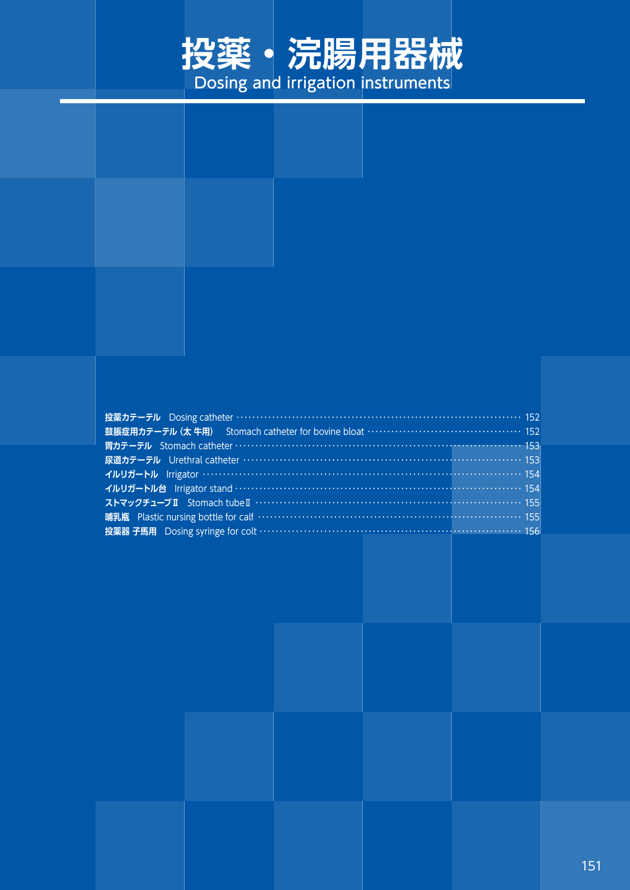# 投薬・浣腸用器械
## Dosing and irrigation instruments

| | | |
|---|---|---|
| 投薬カテーテル | Dosing catheter | 152 |
| 鼓脹症用カテーテル（太 牛用） | Stomach catheter for bovine bloat | 152 |
| 胃カテーテル | Stomach catheter | 153 |
| 尿道カテーテル | Urethral catheter | 153 |
| イルリガートル | Irrigator | 154 |
| イルリガートル台 | Irrigator stand | 154 |
| ストマックチューブⅡ | Stomach tubeⅡ | 155 |
| 哺乳瓶 | Plastic nursing bottle for calf | 155 |
| 投薬器 子馬用 | Dosing syringe for colt | 156 |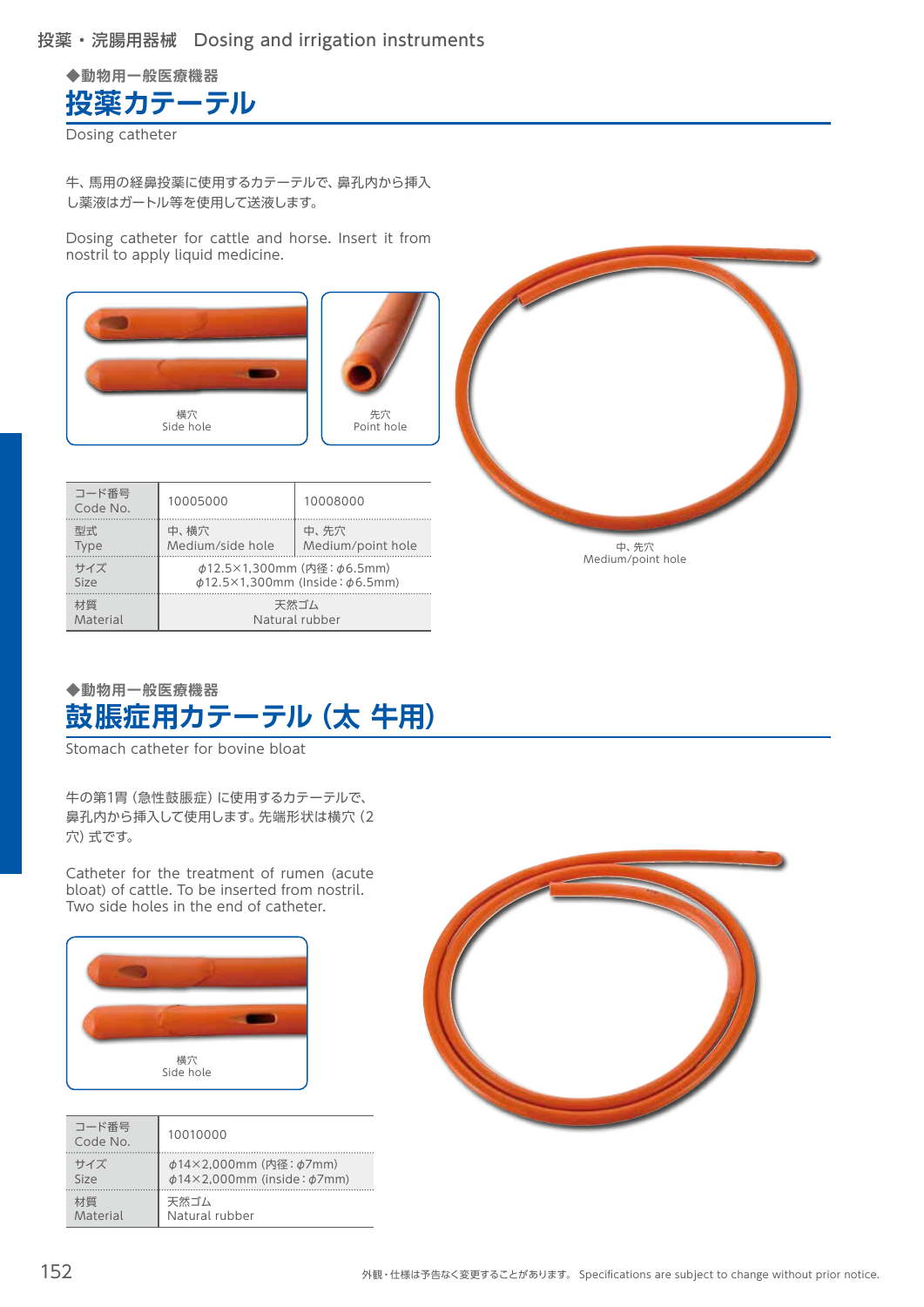◆動物用一般医療機器

# 投薬カテーテル

Dosing catheter

牛、馬用の経鼻投薬に使用するカテーテルで、鼻孔内から挿入し薬液はガートル等を使用して送液します。

Dosing catheter for cattle and horse. Insert it from nostril to apply liquid medicine.

横穴
Side hole

先穴
Point hole

中、先穴
Medium/point hole

| コード番号 Code No. | 10005000 | 10008000 |
|---|---|---|
| 型式 Type | 中、横穴 Medium/side hole | 中、先穴 Medium/point hole |
| サイズ Size | ϕ12.5×1,300mm (内径：ϕ6.5mm) ϕ12.5×1,300mm (Inside：ϕ6.5mm) | |
| 材質 Material | 天然ゴム Natural rubber | |

◆動物用一般医療機器

# 鼓脹症用カテーテル (太 牛用)

Stomach catheter for bovine bloat

牛の第1胃（急性鼓脹症）に使用するカテーテルで、鼻孔内から挿入して使用します。先端形状は横穴（2穴）式です。

Catheter for the treatment of rumen (acute bloat) of cattle. To be inserted from nostril. Two side holes in the end of catheter.

横穴
Side hole

| コード番号 Code No. | 10010000 |
|---|---|
| サイズ Size | ϕ14×2,000mm (内径：ϕ7mm) ϕ14×2,000mm (inside：ϕ7mm) |
| 材質 Material | 天然ゴム Natural rubber |

外観・仕様は予告なく変更することがあります。 Specifications are subject to change without prior notice.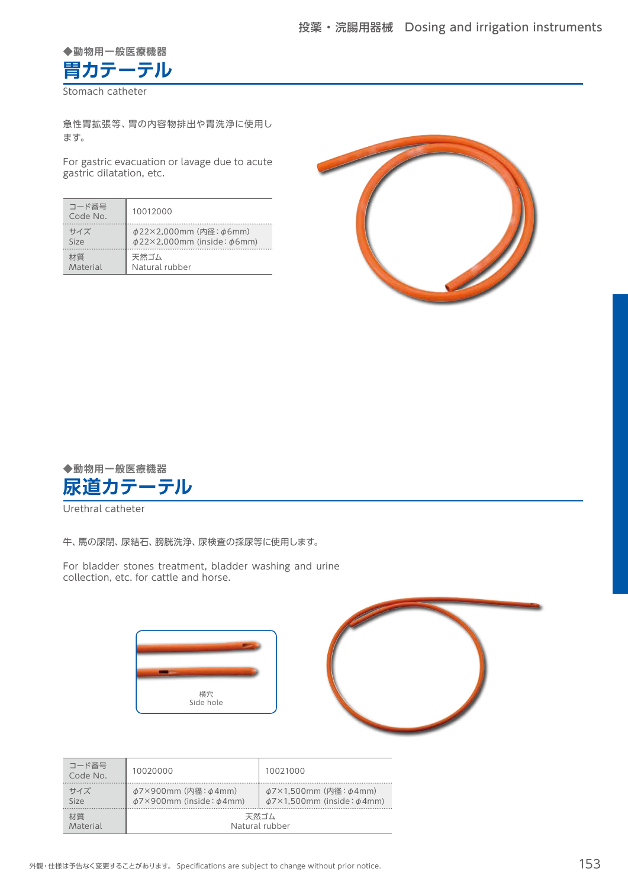◆動物用一般医療機器

# 胃カテーテル

Stomach catheter

急性胃拡張等、胃の内容物排出や胃洗浄に使用します。

For gastric evacuation or lavage due to acute gastric dilatation, etc.

| コード番号<br>Code No. | 10012000 |
|---|---|
| サイズ<br>Size | ϕ22×2,000mm (内径：ϕ6mm)<br>ϕ22×2,000mm (inside：ϕ6mm) |
| 材質<br>Material | 天然ゴム<br>Natural rubber |

◆動物用一般医療機器

# 尿道カテーテル

Urethral catheter

牛、馬の尿閉、尿結石、膀胱洗浄、尿検査の採尿等に使用します。

For bladder stones treatment, bladder washing and urine collection, etc. for cattle and horse.

横穴
Side hole

| コード番号<br>Code No. | 10020000 | 10021000 |
|---|---|---|
| サイズ<br>Size | ϕ7×900mm (内径：ϕ4mm)<br>ϕ7×900mm (inside：ϕ4mm) | ϕ7×1,500mm (内径：ϕ4mm)<br>ϕ7×1,500mm (inside：ϕ4mm) |
| 材質<br>Material | 天然ゴム<br>Natural rubber | |

外観・仕様は予告なく変更することがあります。 Specifications are subject to change without prior notice.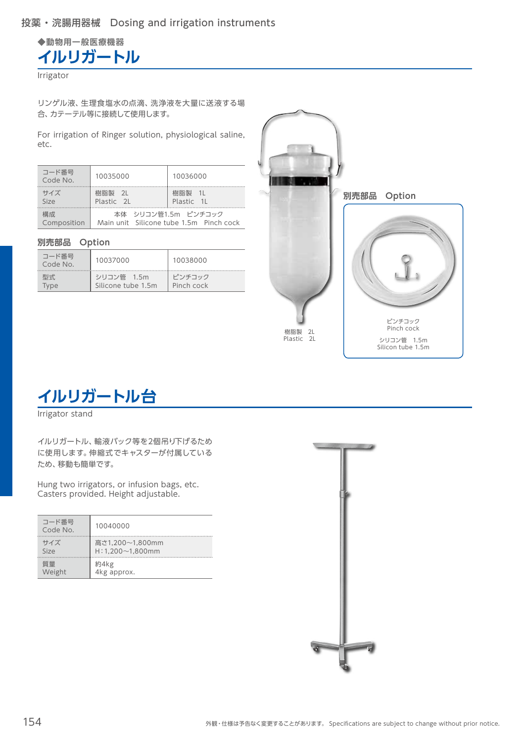◆動物用一般医療機器

# イルリガートル

Irrigator

リンゲル液、生理食塩水の点滴、洗浄液を大量に送液する場合、カテーテル等に接続して使用します。

For irrigation of Ringer solution, physiological saline, etc.

| コード番号 Code No. | 10035000 | 10036000 |
|---|---|---|
| サイズ Size | 樹脂製 2L Plastic 2L | 樹脂製 1L Plastic 1L |
| 構成 Composition | 本体 シリコン管1.5m ピンチコック Main unit Silicone tube 1.5m Pinch cock | |

## 別売部品 Option

| コード番号 Code No. | 10037000 | 10038000 |
|---|---|---|
| 型式 Type | シリコン管 1.5m Silicone tube 1.5m | ピンチコック Pinch cock |

樹脂製 2L
Plastic 2L

別売部品 Option

ピンチコック
Pinch cock

シリコン管 1.5m
Silicon tube 1.5m

# イルリガートル台

Irrigator stand

イルリガートル、輸液バック等を2個吊り下げるために使用します。伸縮式でキャスターが付属しているため、移動も簡単です。

Hung two irrigators, or infusion bags, etc. Casters provided. Height adjustable.

| コード番号 Code No. | 10040000 |
|---|---|
| サイズ Size | 高さ1,200～1,800mm H:1,200～1,800mm |
| 質量 Weight | 約4kg 4kg approx. |

外観・仕様は予告なく変更することがあります。 Specifications are subject to change without prior notice.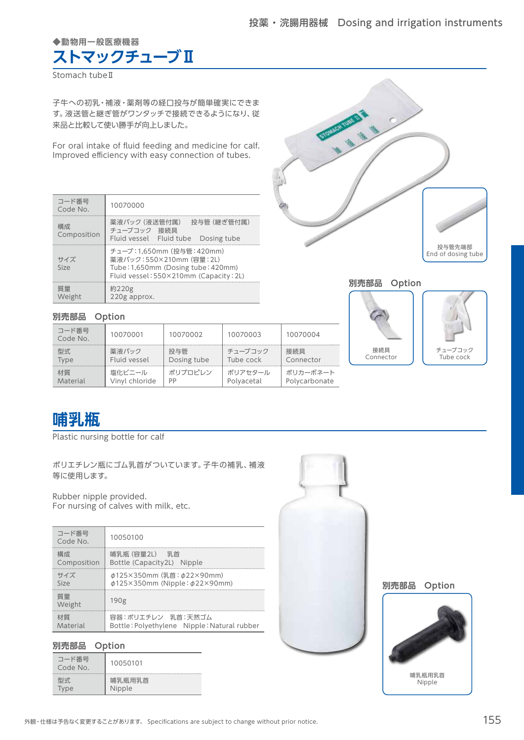◆動物用一般医療機器

# ストマックチューブⅡ

Stomach tubeⅡ

子牛への初乳・補液・薬剤等の経口投与が簡単確実にできます。液送管と継ぎ管がワンタッチで接続できるようになり、従来品と比較して使い勝手が向上しました。

For oral intake of fluid feeding and medicine for calf.
Improved efficiency with easy connection of tubes.

| コード番号 Code No. | 10070000 |
|---|---|
| 構成 Composition | 薬液バック（液送管付属）　投与管（継ぎ管付属）<br>チューブコック　接続具<br>Fluid vessel　Fluid tube　Dosing tube |
| サイズ Size | チューブ：1,650mm（投与管：420mm）<br>薬液バック：550×210mm（容量：2L）<br>Tube：1,650mm（Dosing tube：420mm）<br>Fluid vessel：550×210mm（Capacity：2L） |
| 質量 Weight | 約220g<br>220g approx. |

投与管先端部
End of dosing tube

### 別売部品　Option

| コード番号 Code No. | 10070001 | 10070002 | 10070003 | 10070004 |
|---|---|---|---|---|
| 型式 Type | 薬液バック Fluid vessel | 投与管 Dosing tube | チューブコック Tube cock | 接続具 Connector |
| 材質 Material | 塩化ビニール Vinyl chloride | ポリプロピレン PP | ポリアセタール Polyacetal | ポリカーボネート Polycarbonate |

別売部品　Option

接続具
Connector

チューブコック
Tube cock

# 哺乳瓶

Plastic nursing bottle for calf

ポリエチレン瓶にゴム乳首がついています。子牛の補乳、補液等に使用します。

Rubber nipple provided.
For nursing of calves with milk, etc.

| コード番号 Code No. | 10050100 |
|---|---|
| 構成 Composition | 哺乳瓶（容量2L）　乳首<br>Bottle (Capacity2L)　Nipple |
| サイズ Size | φ125×350mm（乳首：φ22×90mm）<br>φ125×350mm（Nipple：φ22×90mm） |
| 質量 Weight | 190g |
| 材質 Material | 容器：ポリエチレン　乳首：天然ゴム<br>Bottle：Polyethylene　Nipple：Natural rubber |

### 別売部品　Option

| コード番号 Code No. | 10050101 |
|---|---|
| 型式 Type | 哺乳瓶用乳首 Nipple |

別売部品　Option

哺乳瓶用乳首
Nipple

外観・仕様は予告なく変更することがあります。 Specifications are subject to change without prior notice.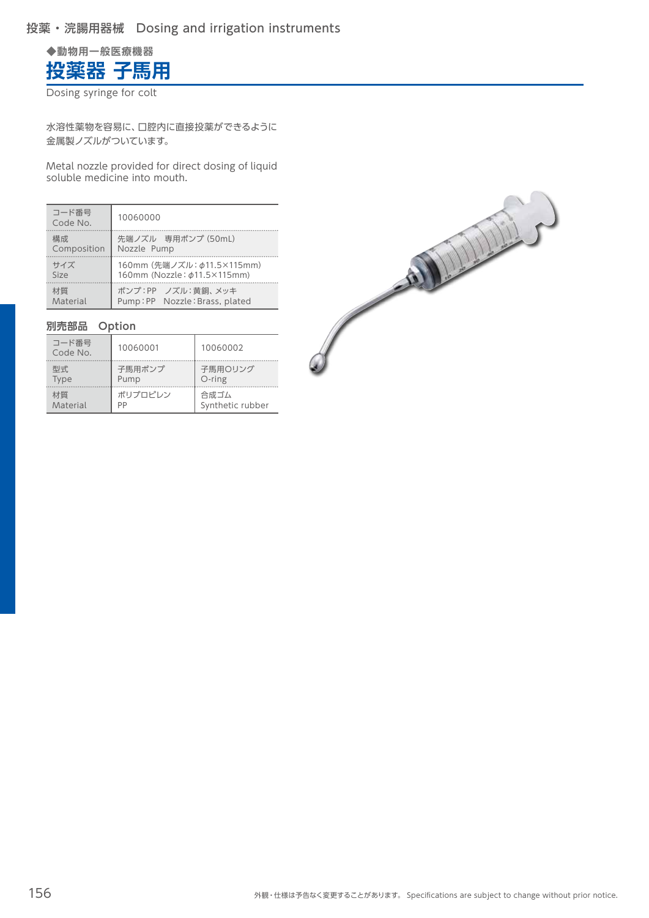投薬・浣腸用器械　Dosing and irrigation instruments

◆動物用一般医療機器

# 投薬器 子馬用

Dosing syringe for colt

水溶性薬物を容易に、口腔内に直接投薬ができるように金属製ノズルがついています。

Metal nozzle provided for direct dosing of liquid soluble medicine into mouth.

| | |
|---|---|
| コード番号 Code No. | 10060000 |
| 構成 Composition | 先端ノズル　専用ポンプ（50mL） Nozzle　Pump |
| サイズ Size | 160mm（先端ノズル：$\phi$11.5×115mm） 160mm（Nozzle：$\phi$11.5×115mm） |
| 材質 Material | ポンプ：PP　ノズル：黄銅、メッキ Pump：PP　Nozzle：Brass, plated |

## 別売部品　Option

| | | |
|---|---|---|
| コード番号 Code No. | 10060001 | 10060002 |
| 型式 Type | 子馬用ポンプ Pump | 子馬用Oリング O-ring |
| 材質 Material | ポリプロピレン PP | 合成ゴム Synthetic rubber |

外観・仕様は予告なく変更することがあります。 Specifications are subject to change without prior notice.